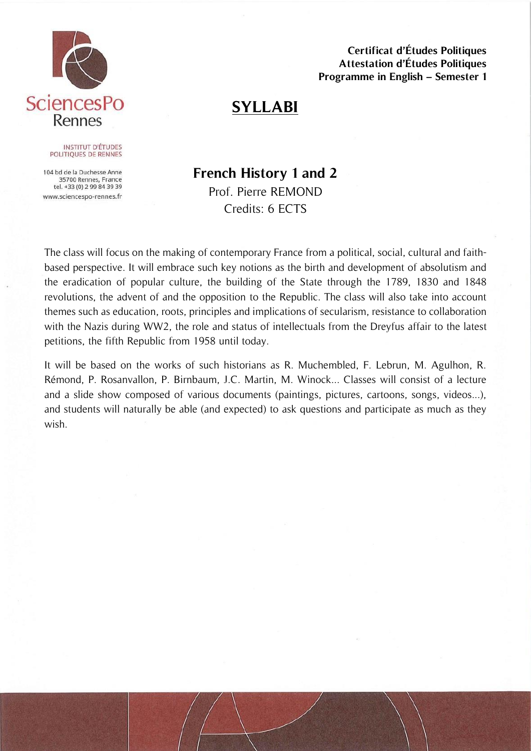SciencesPo Rennes

INSTITUT D'ÉTUDES POLITIQUES DE RENNES

104 bd de la Duchesse Anne
35700 Rennes, France
tel. +33 (0) 2 99 84 39 39
www.sciencespo-rennes.fr

**Certificat d'Études Politiques**
**Attestation d'Études Politiques**
**Programme in English – Semester 1**

# SYLLABI

## French History 1 and 2

Prof. Pierre REMOND
Credits: 6 ECTS

The class will focus on the making of contemporary France from a political, social, cultural and faith-based perspective. It will embrace such key notions as the birth and development of absolutism and the eradication of popular culture, the building of the State through the 1789, 1830 and 1848 revolutions, the advent of and the opposition to the Republic. The class will also take into account themes such as education, roots, principles and implications of secularism, resistance to collaboration with the Nazis during WW2, the role and status of intellectuals from the Dreyfus affair to the latest petitions, the fifth Republic from 1958 until today.

It will be based on the works of such historians as R. Muchembled, F. Lebrun, M. Agulhon, R. Rémond, P. Rosanvallon, P. Birnbaum, J.C. Martin, M. Winock... Classes will consist of a lecture and a slide show composed of various documents (paintings, pictures, cartoons, songs, videos...), and students will naturally be able (and expected) to ask questions and participate as much as they wish.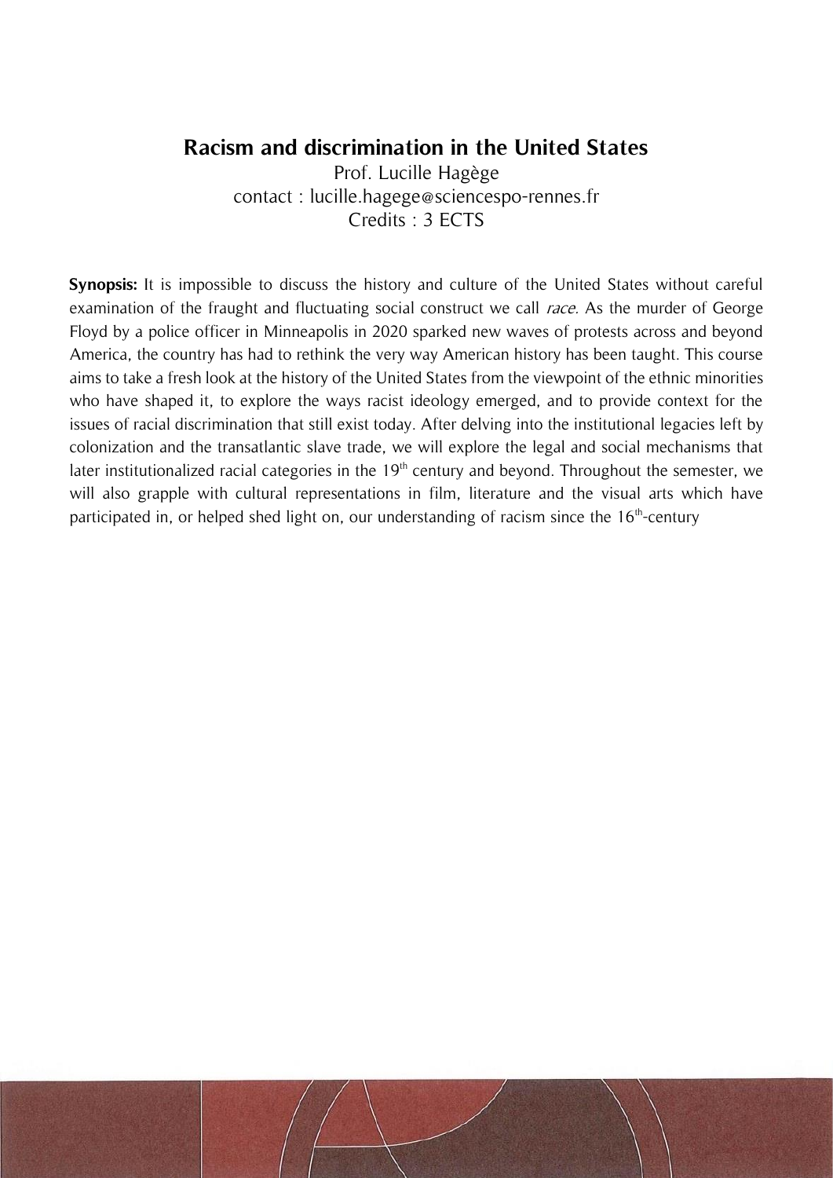## Racism and discrimination in the United States

Prof. Lucille Hagège
contact : lucille.hagege@sciencespo-rennes.fr
Credits : 3 ECTS

**Synopsis:** It is impossible to discuss the history and culture of the United States without careful examination of the fraught and fluctuating social construct we call *race*. As the murder of George Floyd by a police officer in Minneapolis in 2020 sparked new waves of protests across and beyond America, the country has had to rethink the very way American history has been taught. This course aims to take a fresh look at the history of the United States from the viewpoint of the ethnic minorities who have shaped it, to explore the ways racist ideology emerged, and to provide context for the issues of racial discrimination that still exist today. After delving into the institutional legacies left by colonization and the transatlantic slave trade, we will explore the legal and social mechanisms that later institutionalized racial categories in the 19th century and beyond. Throughout the semester, we will also grapple with cultural representations in film, literature and the visual arts which have participated in, or helped shed light on, our understanding of racism since the 16th-century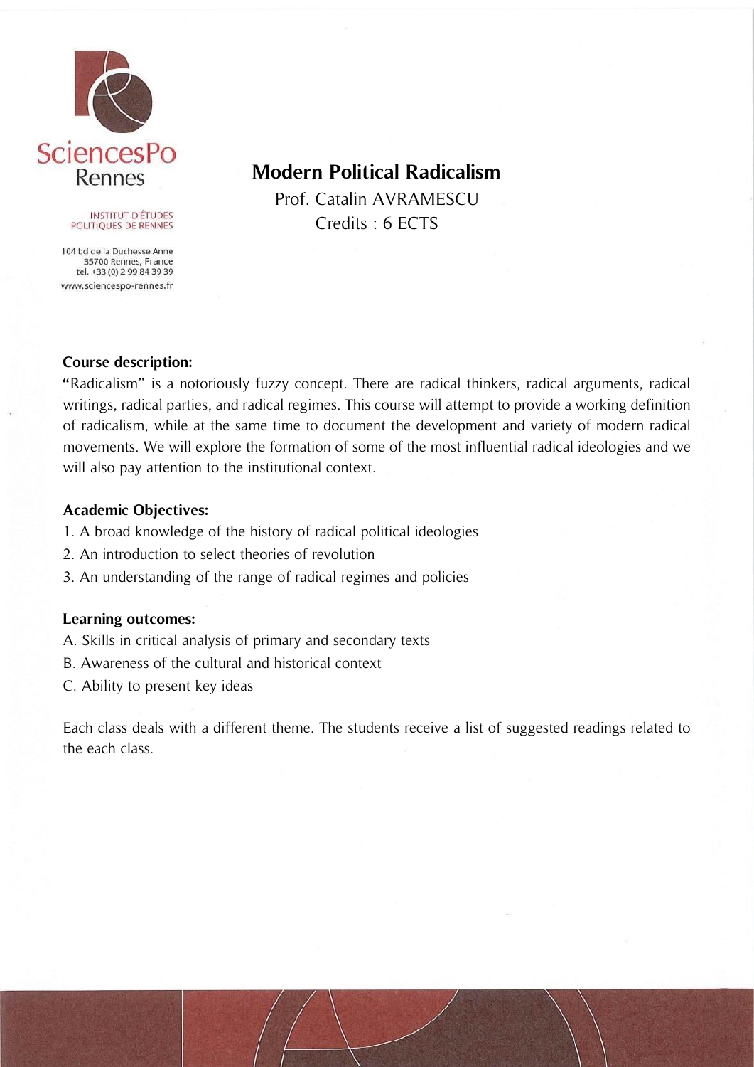SciencesPo Rennes

INSTITUT D'ÉTUDES POLITIQUES DE RENNES

104 bd de la Duchesse Anne
35700 Rennes, France
tel. +33 (0) 2 99 84 39 39
www.sciencespo-rennes.fr

# Modern Political Radicalism

Prof. Catalin AVRAMESCU

Credits : 6 ECTS

**Course description:**

"Radicalism" is a notoriously fuzzy concept. There are radical thinkers, radical arguments, radical writings, radical parties, and radical regimes. This course will attempt to provide a working definition of radicalism, while at the same time to document the development and variety of modern radical movements. We will explore the formation of some of the most influential radical ideologies and we will also pay attention to the institutional context.

**Academic Objectives:**

1. A broad knowledge of the history of radical political ideologies
2. An introduction to select theories of revolution
3. An understanding of the range of radical regimes and policies

**Learning outcomes:**

A. Skills in critical analysis of primary and secondary texts
B. Awareness of the cultural and historical context
C. Ability to present key ideas

Each class deals with a different theme. The students receive a list of suggested readings related to the each class.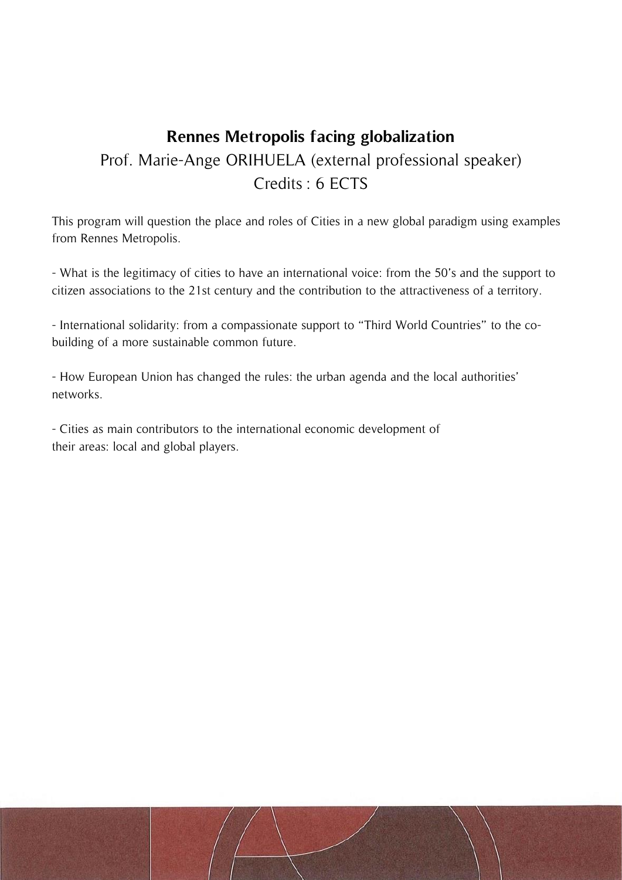**Rennes Metropolis facing globalization**

Prof. Marie-Ange ORIHUELA (external professional speaker)

Credits : 6 ECTS

This program will question the place and roles of Cities in a new global paradigm using examples from Rennes Metropolis.

- What is the legitimacy of cities to have an international voice: from the 50's and the support to citizen associations to the 21st century and the contribution to the attractiveness of a territory.

- International solidarity: from a compassionate support to "Third World Countries" to the co-building of a more sustainable common future.

- How European Union has changed the rules: the urban agenda and the local authorities' networks.

- Cities as main contributors to the international economic development of their areas: local and global players.